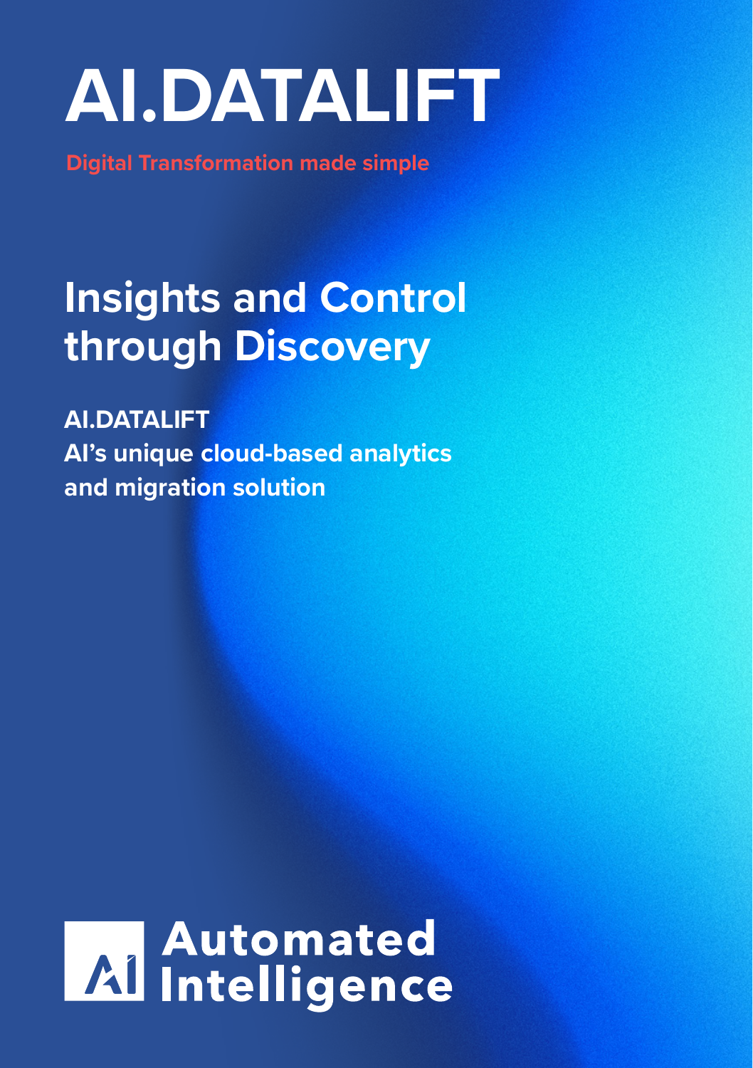# AI.DATALIFT

**Digital Transformation made simple**

## Insights and Control through Discovery

**AI.DATALIFT**
**AI's unique cloud-based analytics and migration solution**

Automated Intelligence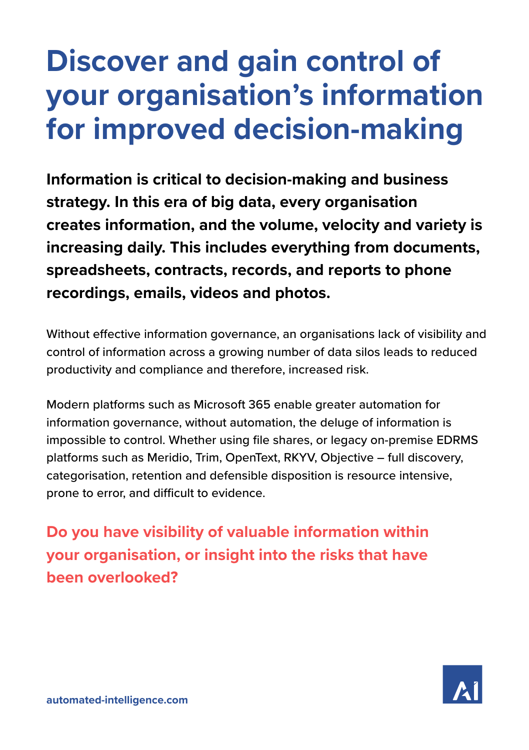# Discover and gain control of your organisation's information for improved decision-making

**Information is critical to decision-making and business strategy. In this era of big data, every organisation creates information, and the volume, velocity and variety is increasing daily. This includes everything from documents, spreadsheets, contracts, records, and reports to phone recordings, emails, videos and photos.**

Without effective information governance, an organisations lack of visibility and control of information across a growing number of data silos leads to reduced productivity and compliance and therefore, increased risk.

Modern platforms such as Microsoft 365 enable greater automation for information governance, without automation, the deluge of information is impossible to control. Whether using file shares, or legacy on-premise EDRMS platforms such as Meridio, Trim, OpenText, RKYV, Objective – full discovery, categorisation, retention and defensible disposition is resource intensive, prone to error, and difficult to evidence.

**Do you have visibility of valuable information within your organisation, or insight into the risks that have been overlooked?**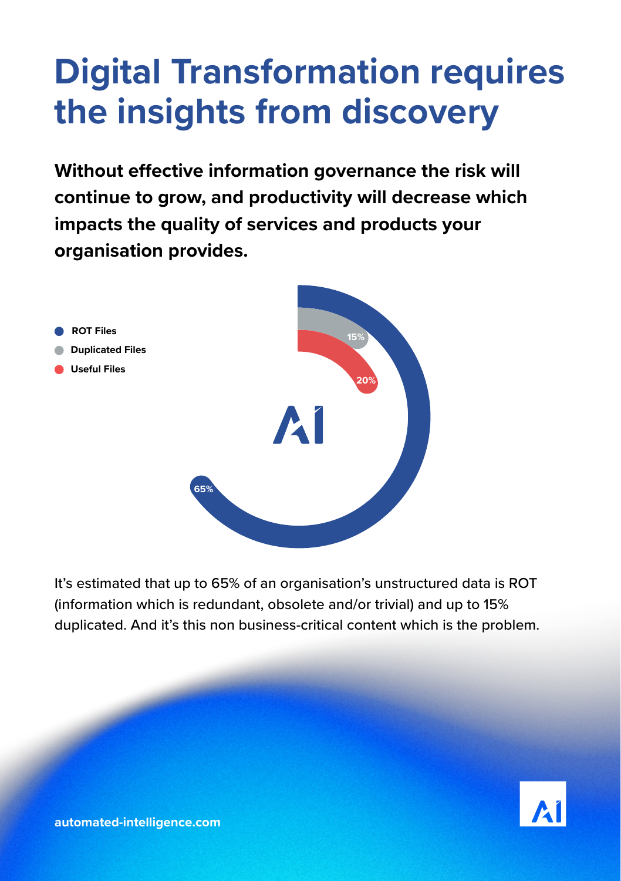# Digital Transformation requires the insights from discovery

**Without effective information governance the risk will continue to grow, and productivity will decrease which impacts the quality of services and products your organisation provides.**

- ROT Files
- Duplicated Files
- Useful Files

15%

20%

65%

It's estimated that up to 65% of an organisation's unstructured data is ROT (information which is redundant, obsolete and/or trivial) and up to 15% duplicated. And it's this non business-critical content which is the problem.

**automated-intelligence.com**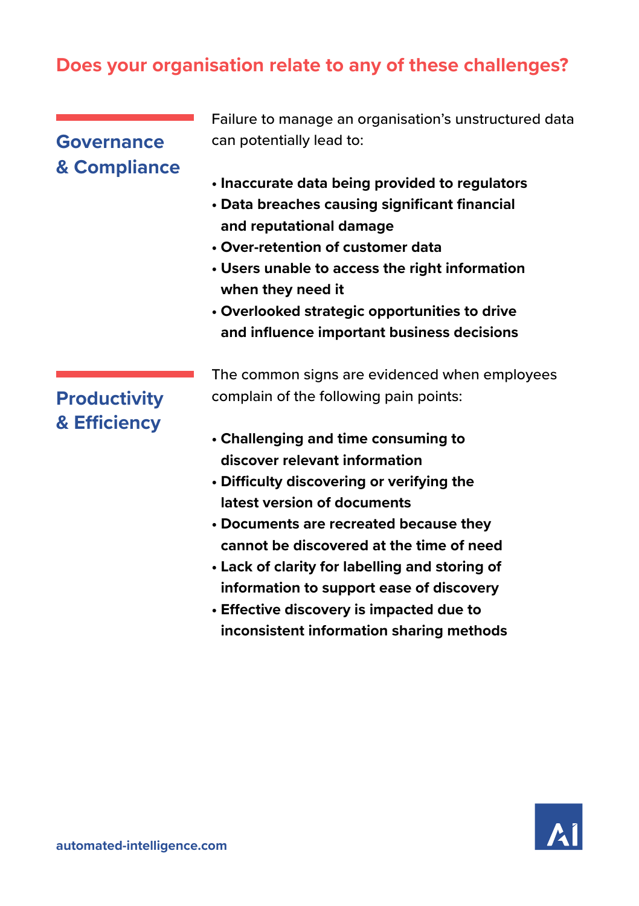## Does your organisation relate to any of these challenges?

### Governance & Compliance

Failure to manage an organisation's unstructured data can potentially lead to:

- **Inaccurate data being provided to regulators**
- **Data breaches causing significant financial and reputational damage**
- **Over-retention of customer data**
- **Users unable to access the right information when they need it**
- **Overlooked strategic opportunities to drive and influence important business decisions**

### Productivity & Efficiency

The common signs are evidenced when employees complain of the following pain points:

- **Challenging and time consuming to discover relevant information**
- **Difficulty discovering or verifying the latest version of documents**
- **Documents are recreated because they cannot be discovered at the time of need**
- **Lack of clarity for labelling and storing of information to support ease of discovery**
- **Effective discovery is impacted due to inconsistent information sharing methods**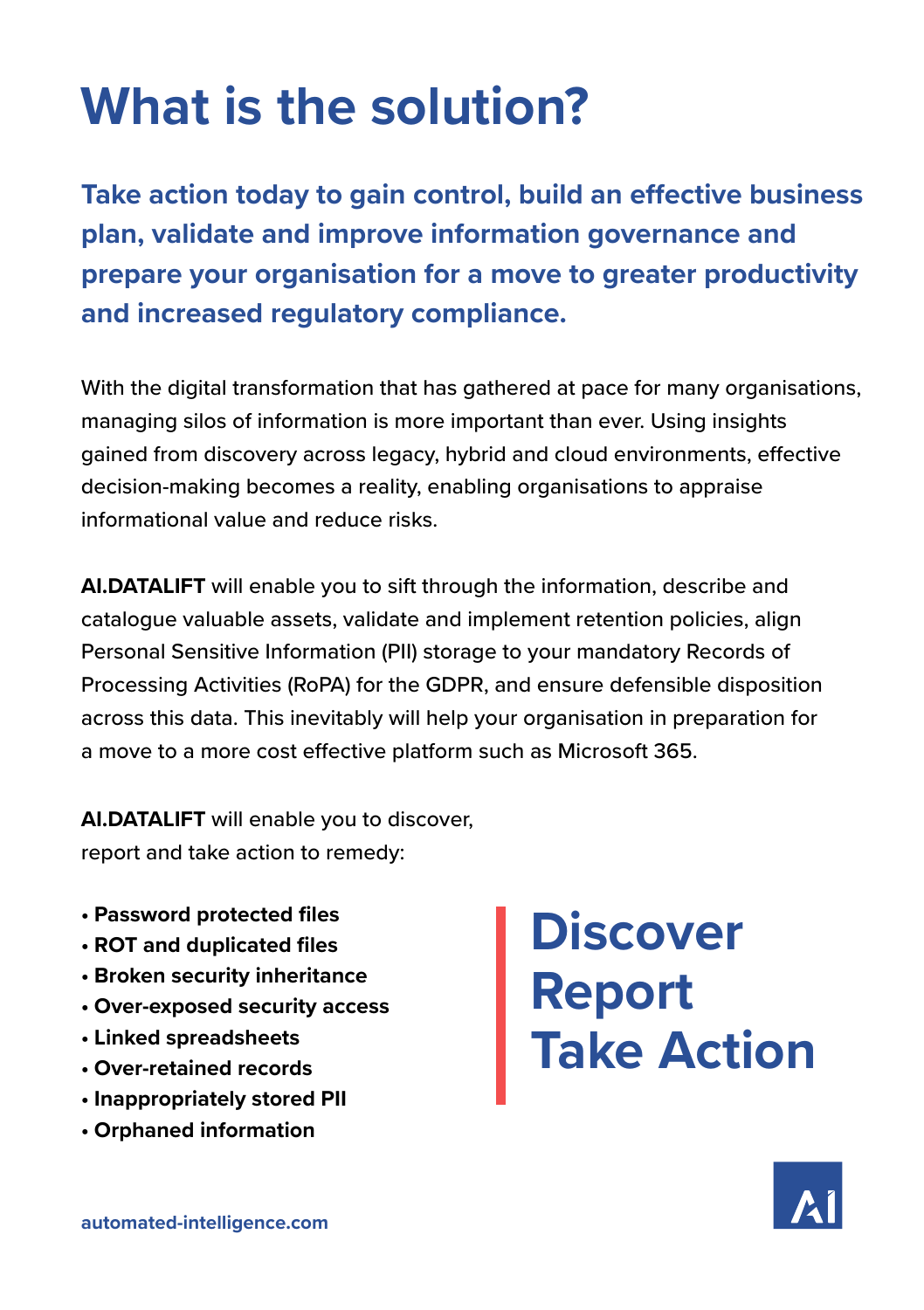# What is the solution?

**Take action today to gain control, build an effective business plan, validate and improve information governance and prepare your organisation for a move to greater productivity and increased regulatory compliance.**

With the digital transformation that has gathered at pace for many organisations, managing silos of information is more important than ever. Using insights gained from discovery across legacy, hybrid and cloud environments, effective decision-making becomes a reality, enabling organisations to appraise informational value and reduce risks.

**AI.DATALIFT** will enable you to sift through the information, describe and catalogue valuable assets, validate and implement retention policies, align Personal Sensitive Information (PII) storage to your mandatory Records of Processing Activities (RoPA) for the GDPR, and ensure defensible disposition across this data. This inevitably will help your organisation in preparation for a move to a more cost effective platform such as Microsoft 365.

**AI.DATALIFT** will enable you to discover, report and take action to remedy:

- **Password protected files**
- **ROT and duplicated files**
- **Broken security inheritance**
- **Over-exposed security access**
- **Linked spreadsheets**
- **Over-retained records**
- **Inappropriately stored PII**
- **Orphaned information**

## Discover
## Report
## Take Action

automated-intelligence.com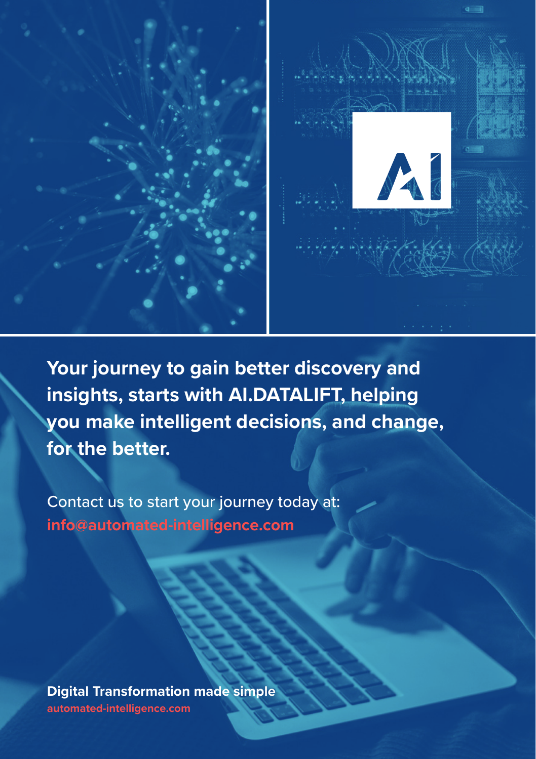**Your journey to gain better discovery and insights, starts with AI.DATALIFT, helping you make intelligent decisions, and change, for the better.**

Contact us to start your journey today at:
**info@automated-intelligence.com**

**Digital Transformation made simple**
**automated-intelligence.com**